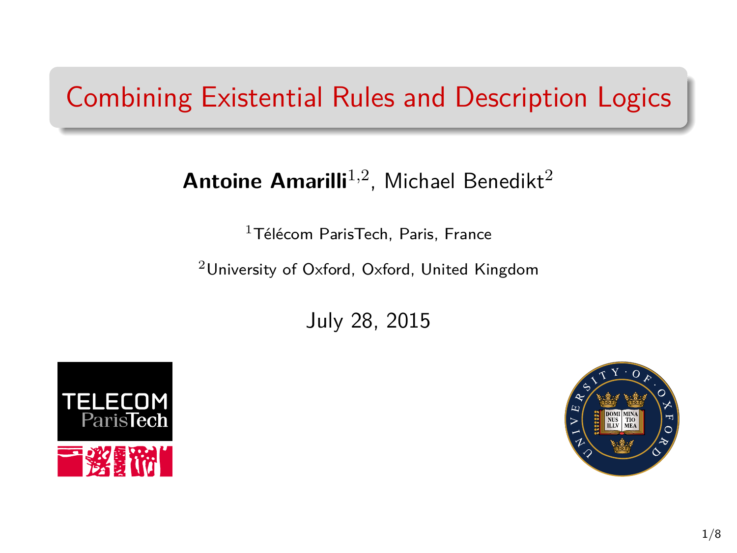# Combining Existential Rules and Description Logics

**Antoine Amarilli**[1,2], Michael Benedikt[2]

[1]Télécom ParisTech, Paris, France

[2]University of Oxford, Oxford, United Kingdom

July 28, 2015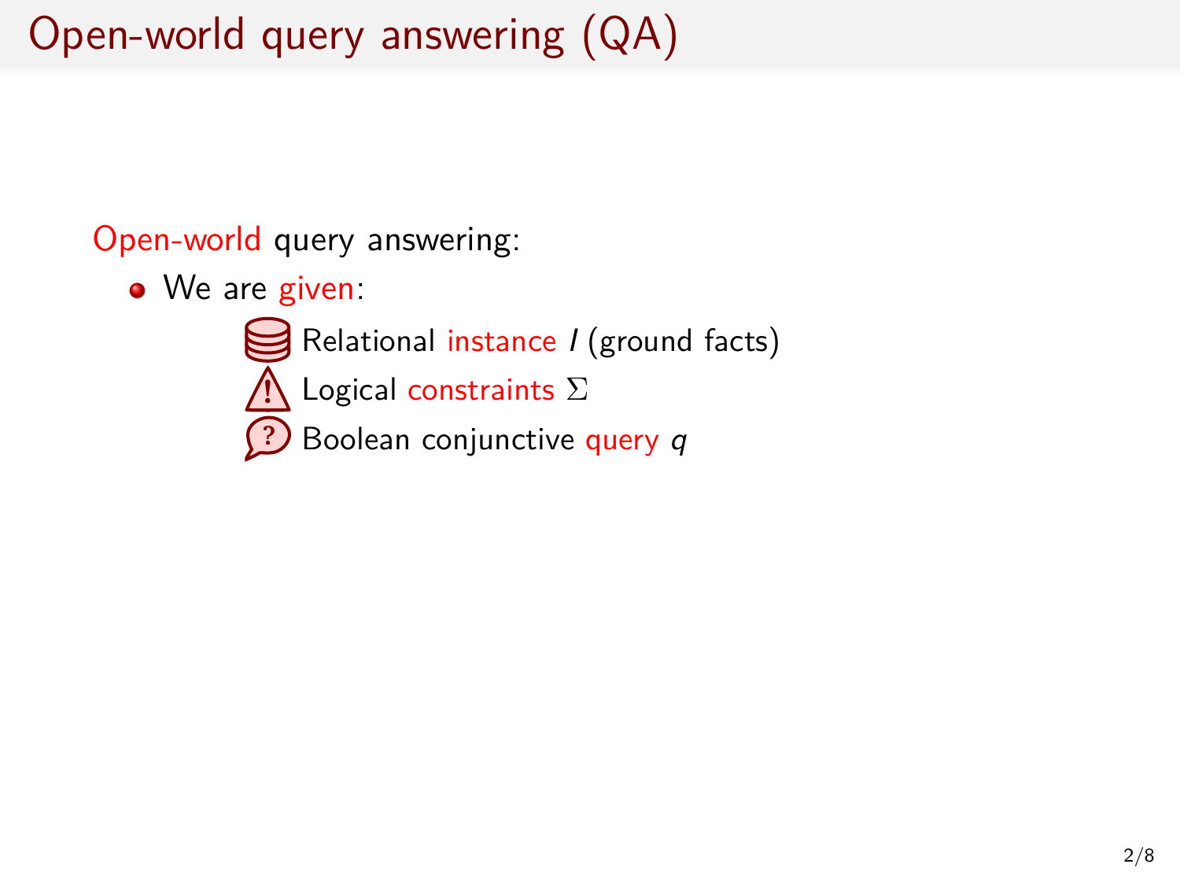# Open-world query answering (QA)

Open-world query answering:

- We are given:
  - Relational instance $I$ (ground facts)
  - Logical constraints $\Sigma$
  - Boolean conjunctive query $q$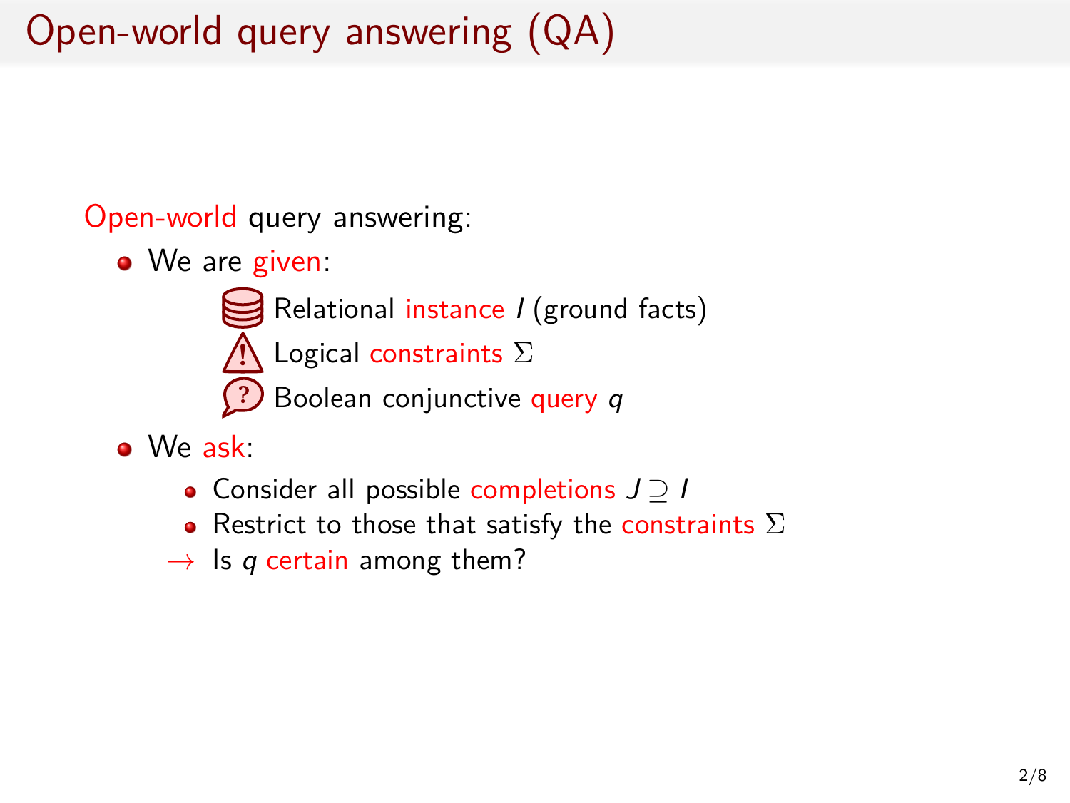# Open-world query answering (QA)

Open-world query answering:

- We are given:
  - Relational instance $I$ (ground facts)
  - Logical constraints $\Sigma$
  - Boolean conjunctive query $q$
- We ask:
  - Consider all possible completions $J \supseteq I$
  - Restrict to those that satisfy the constraints $\Sigma$

  $\rightarrow$ Is $q$ certain among them?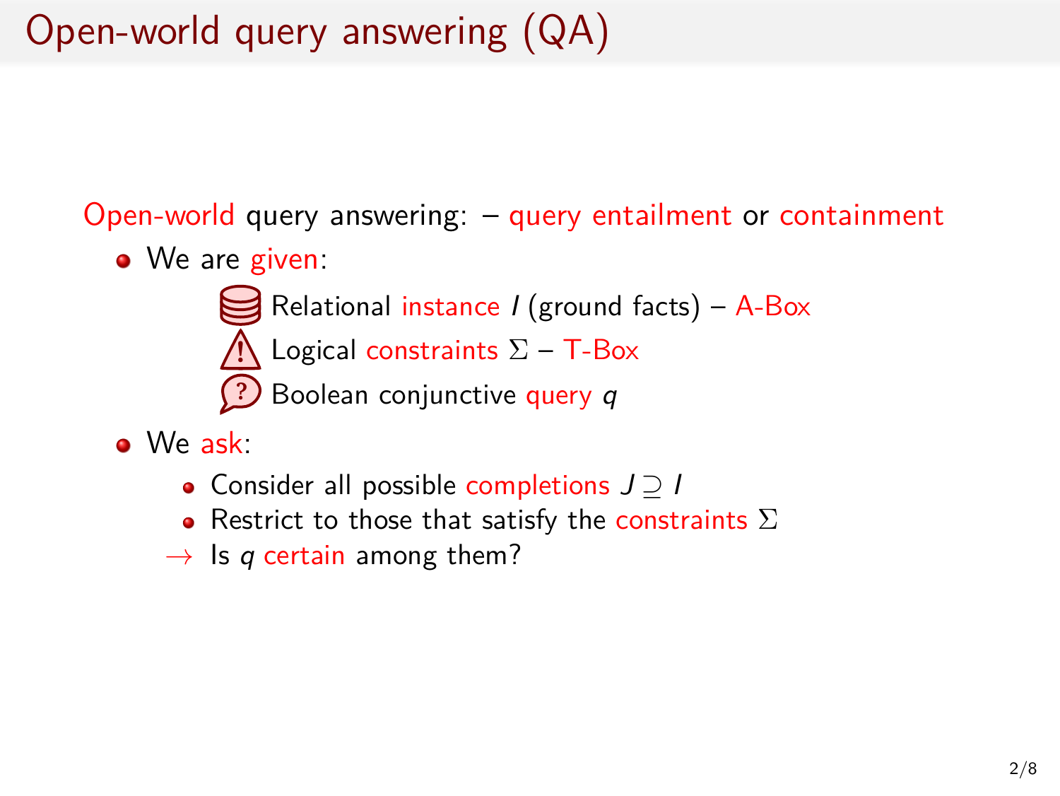# Open-world query answering (QA)

Open-world query answering: – query entailment or containment

- We are given:
  - Relational instance $I$ (ground facts) – A-Box
  - Logical constraints $\Sigma$ – T-Box
  - Boolean conjunctive query $q$
- We ask:
  - Consider all possible completions $J \supseteq I$
  - Restrict to those that satisfy the constraints $\Sigma$

  $\rightarrow$ Is $q$ certain among them?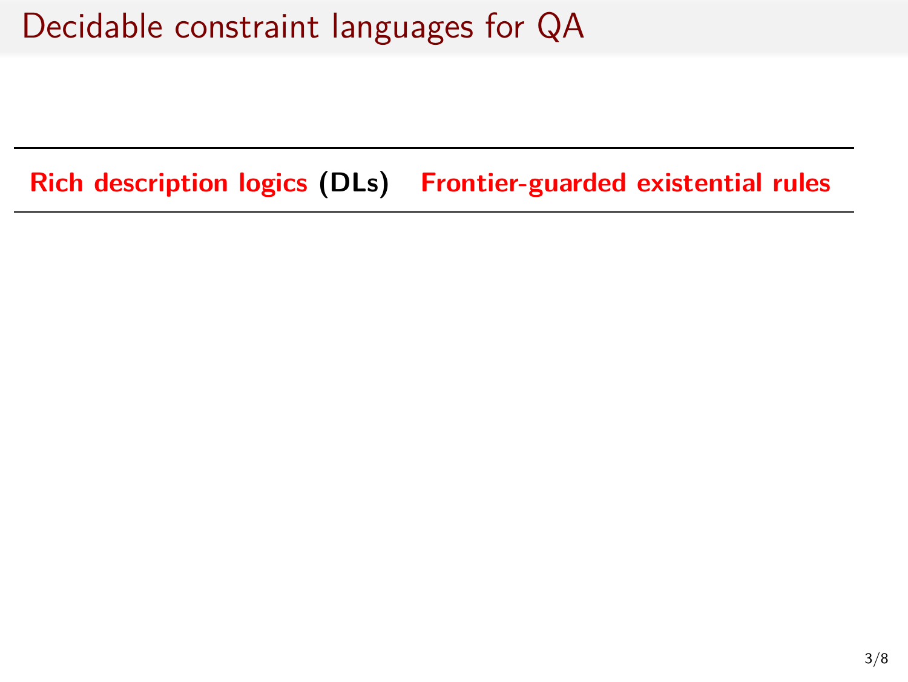# Decidable constraint languages for QA

| Rich description logics (DLs) | Frontier-guarded existential rules |
| --- | --- |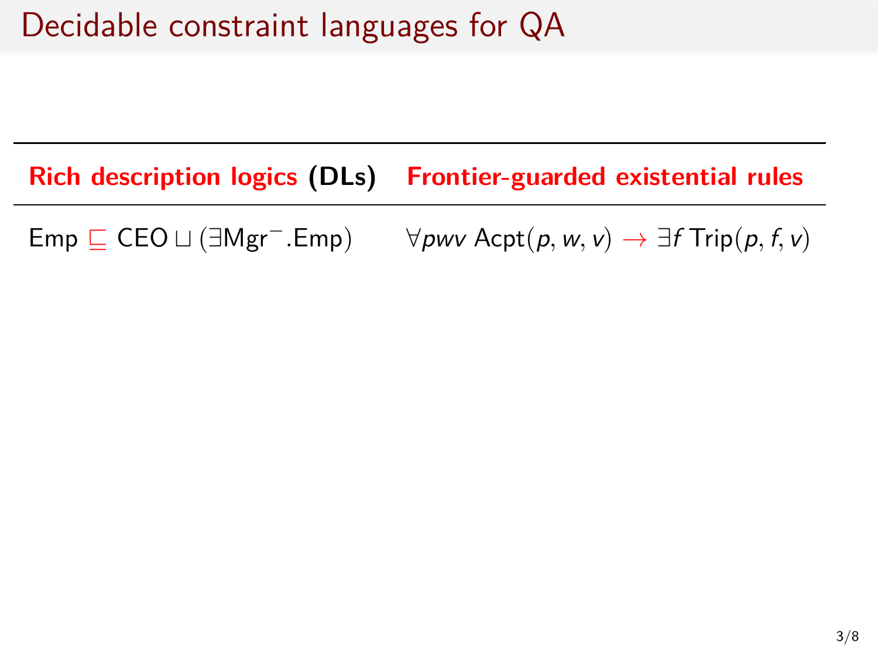# Decidable constraint languages for QA

| **Rich description logics (DLs)** | **Frontier-guarded existential rules** |
| --- | --- |
| $\mathsf{Emp} \sqsubseteq \mathsf{CEO} \sqcup (\exists \mathsf{Mgr}^{-}.\mathsf{Emp})$ | $\forall pwv\ \mathsf{Acpt}(p, w, v) \rightarrow \exists f\ \mathsf{Trip}(p, f, v)$ |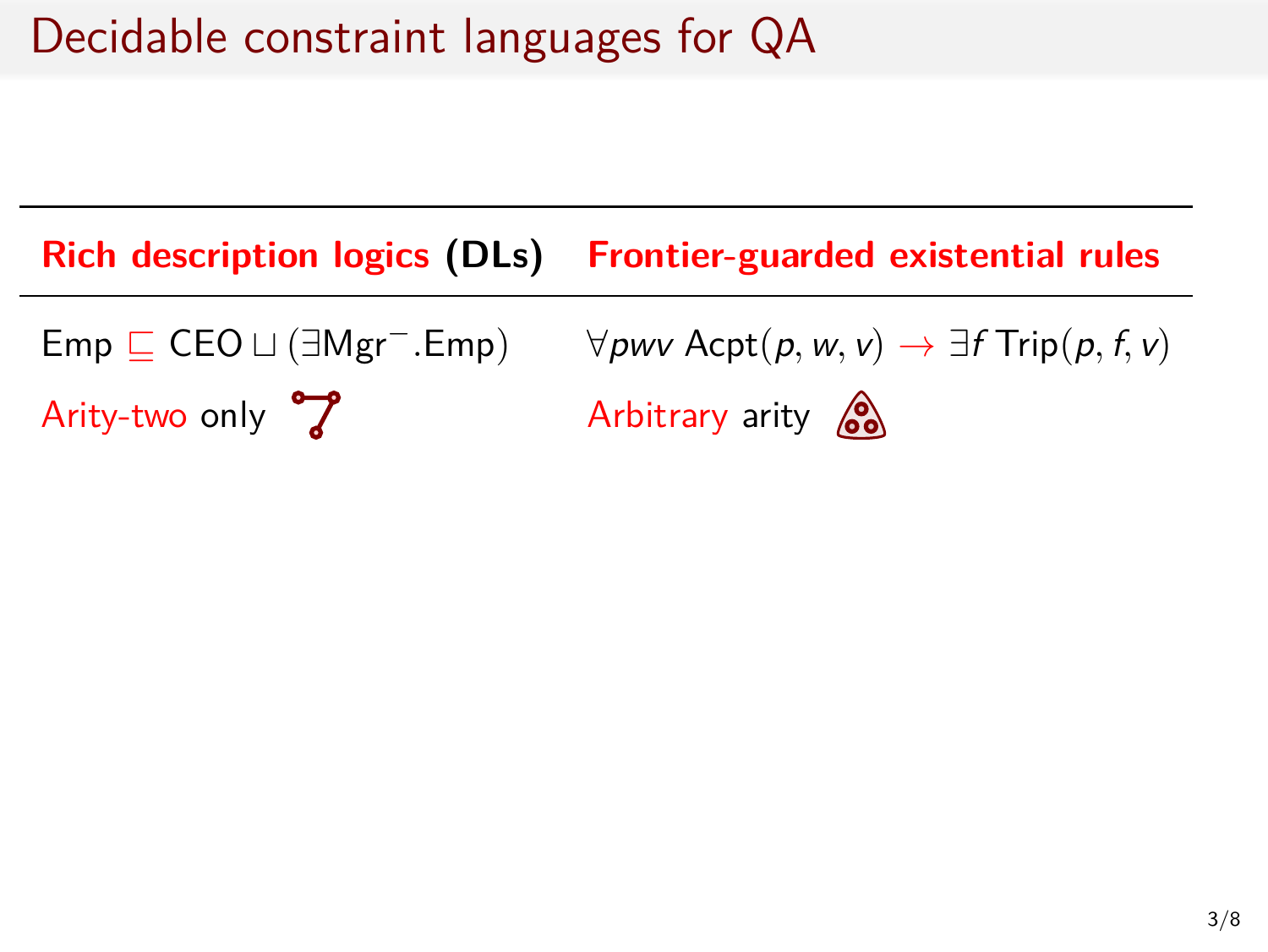# Decidable constraint languages for QA

| **Rich description logics (DLs)** | **Frontier-guarded existential rules** |
| --- | --- |
| $\mathsf{Emp} \sqsubseteq \mathsf{CEO} \sqcup (\exists \mathsf{Mgr}^{-}.\mathsf{Emp})$ | $\forall pwv\ \mathsf{Acpt}(p, w, v) \rightarrow \exists f\ \mathsf{Trip}(p, f, v)$ |
| Arity-two only | Arbitrary arity |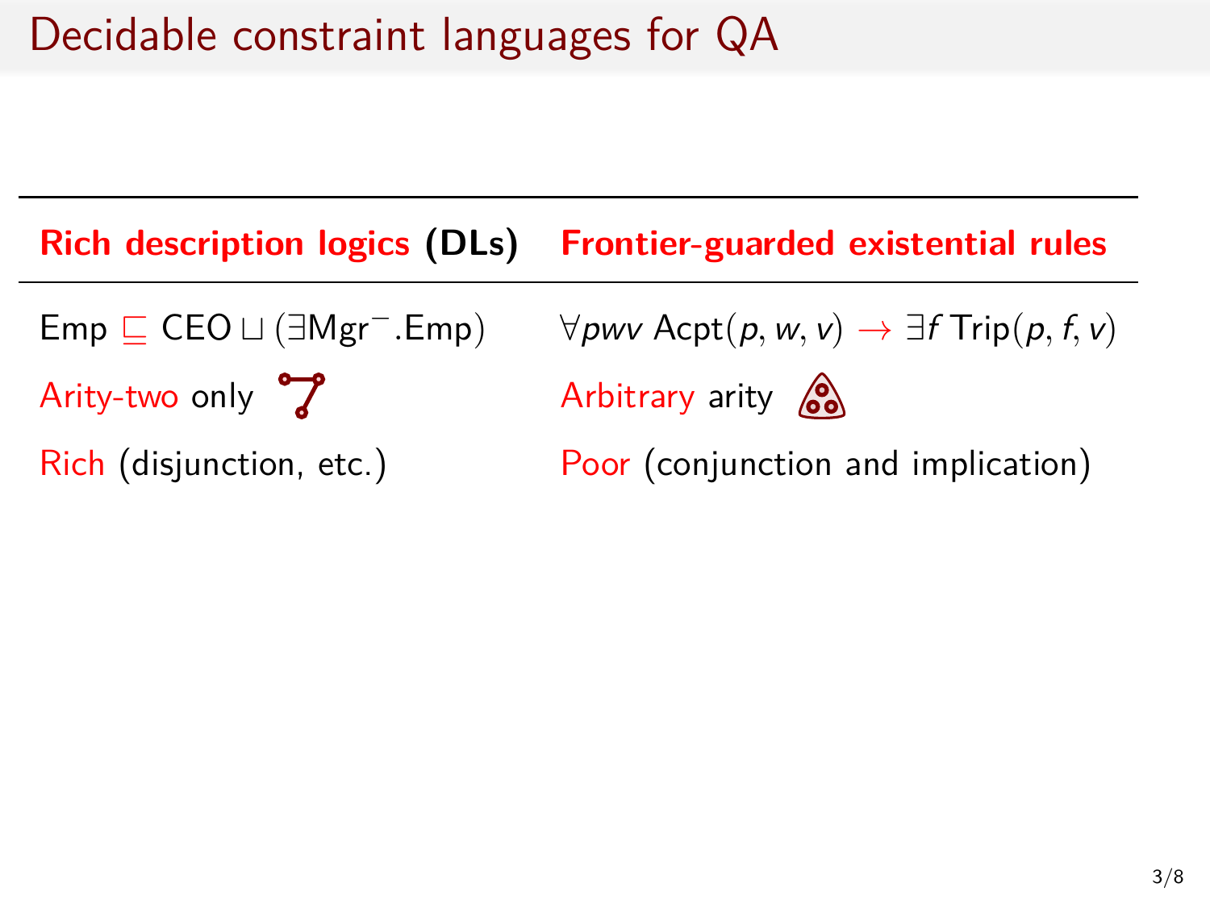# Decidable constraint languages for QA

| **Rich description logics (DLs)** | **Frontier-guarded existential rules** |
|---|---|
| Emp $\sqsubseteq$ CEO $\sqcup$ ($\exists$Mgr$^{-}$.Emp) | $\forall pwv$ Acpt$(p, w, v) \rightarrow \exists f$ Trip$(p, f, v)$ |
| Arity-two only | Arbitrary arity |
| Rich (disjunction, etc.) | Poor (conjunction and implication) |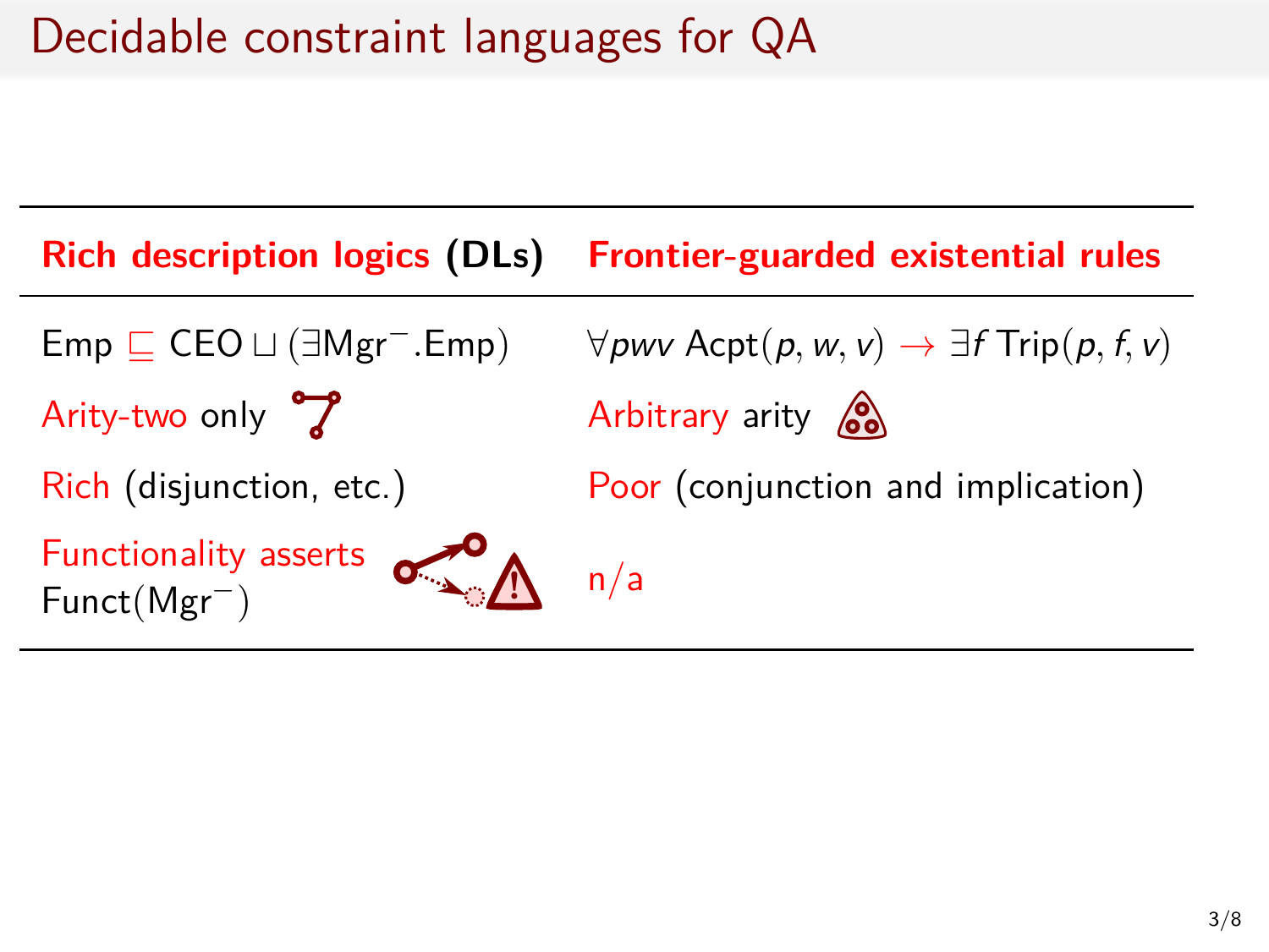# Decidable constraint languages for QA

| **Rich description logics (DLs)** | **Frontier-guarded existential rules** |
| --- | --- |
| $\mathsf{Emp} \sqsubseteq \mathsf{CEO} \sqcup (\exists \mathsf{Mgr}^{-}.\mathsf{Emp})$ | $\forall pwv\ \mathsf{Acpt}(p, w, v) \rightarrow \exists f\ \mathsf{Trip}(p, f, v)$ |
| Arity-two only | Arbitrary arity |
| Rich (disjunction, etc.) | Poor (conjunction and implication) |
| Functionality asserts $\mathsf{Funct}(\mathsf{Mgr}^{-})$ | n/a |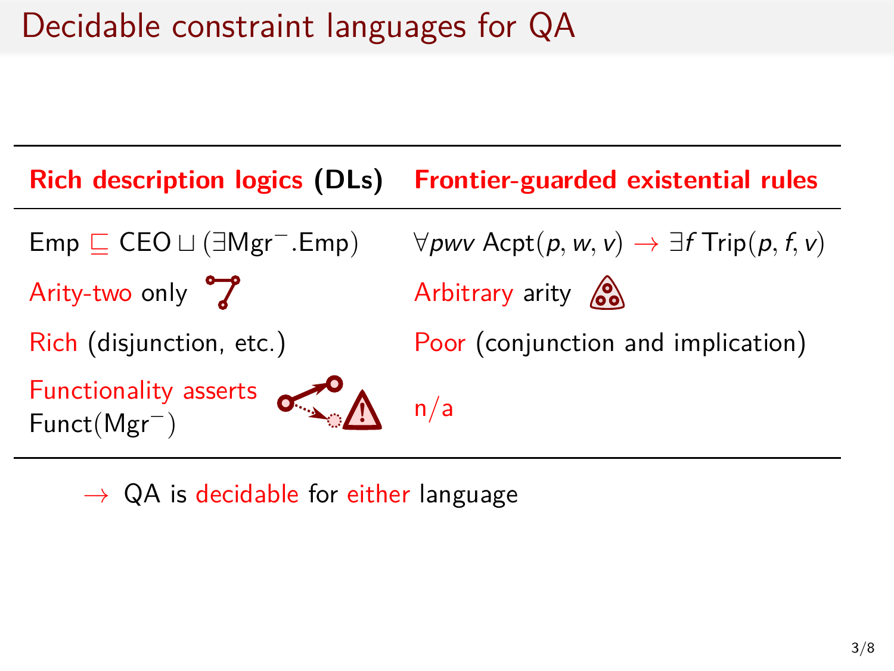# Decidable constraint languages for QA

| Rich description logics (DLs) | Frontier-guarded existential rules |
| --- | --- |
| $\mathrm{Emp} \sqsubseteq \mathrm{CEO} \sqcup (\exists \mathrm{Mgr}^{-}.\mathrm{Emp})$ | $\forall pwv\ \mathrm{Acpt}(p, w, v) \rightarrow \exists f\ \mathrm{Trip}(p, f, v)$ |
| Arity-two only | Arbitrary arity |
| Rich (disjunction, etc.) | Poor (conjunction and implication) |
| Functionality asserts $\mathrm{Funct}(\mathrm{Mgr}^{-})$ | n/a |

→ QA is decidable for either language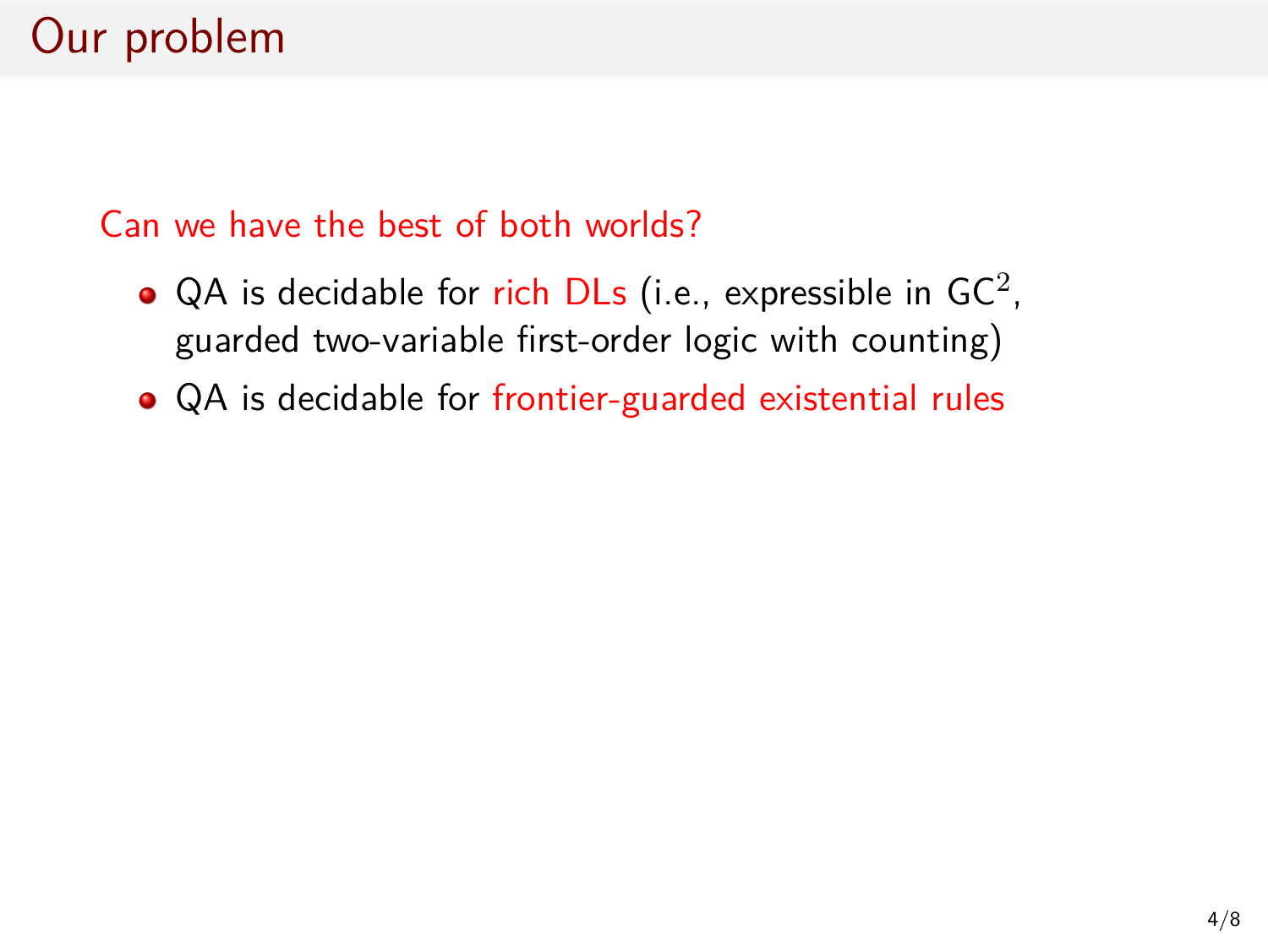# Our problem

Can we have the best of both worlds?

- QA is decidable for rich DLs (i.e., expressible in $GC^2$, guarded two-variable first-order logic with counting)
- QA is decidable for frontier-guarded existential rules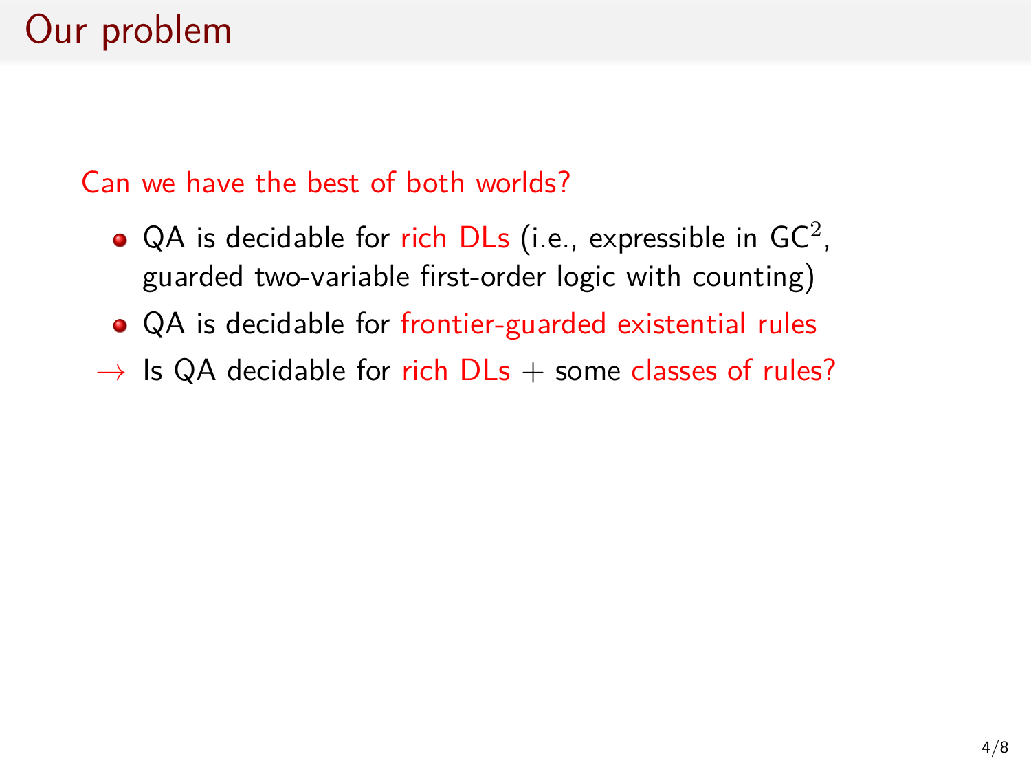# Our problem

Can we have the best of both worlds?

- QA is decidable for rich DLs (i.e., expressible in $\mathrm{GC}^2$, guarded two-variable first-order logic with counting)
- QA is decidable for frontier-guarded existential rules

$\rightarrow$ Is QA decidable for rich DLs + some classes of rules?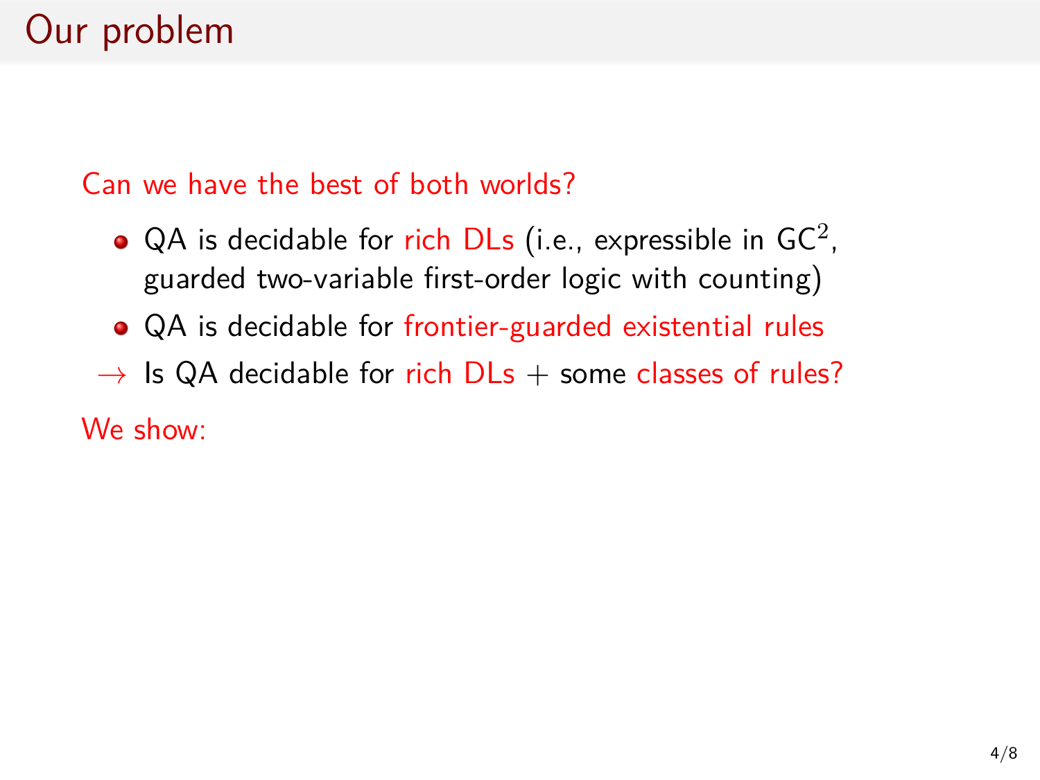# Our problem

Can we have the best of both worlds?

- QA is decidable for rich DLs (i.e., expressible in $\mathsf{GC}^2$, guarded two-variable first-order logic with counting)
- QA is decidable for frontier-guarded existential rules

$\rightarrow$ Is QA decidable for rich DLs + some classes of rules?

We show: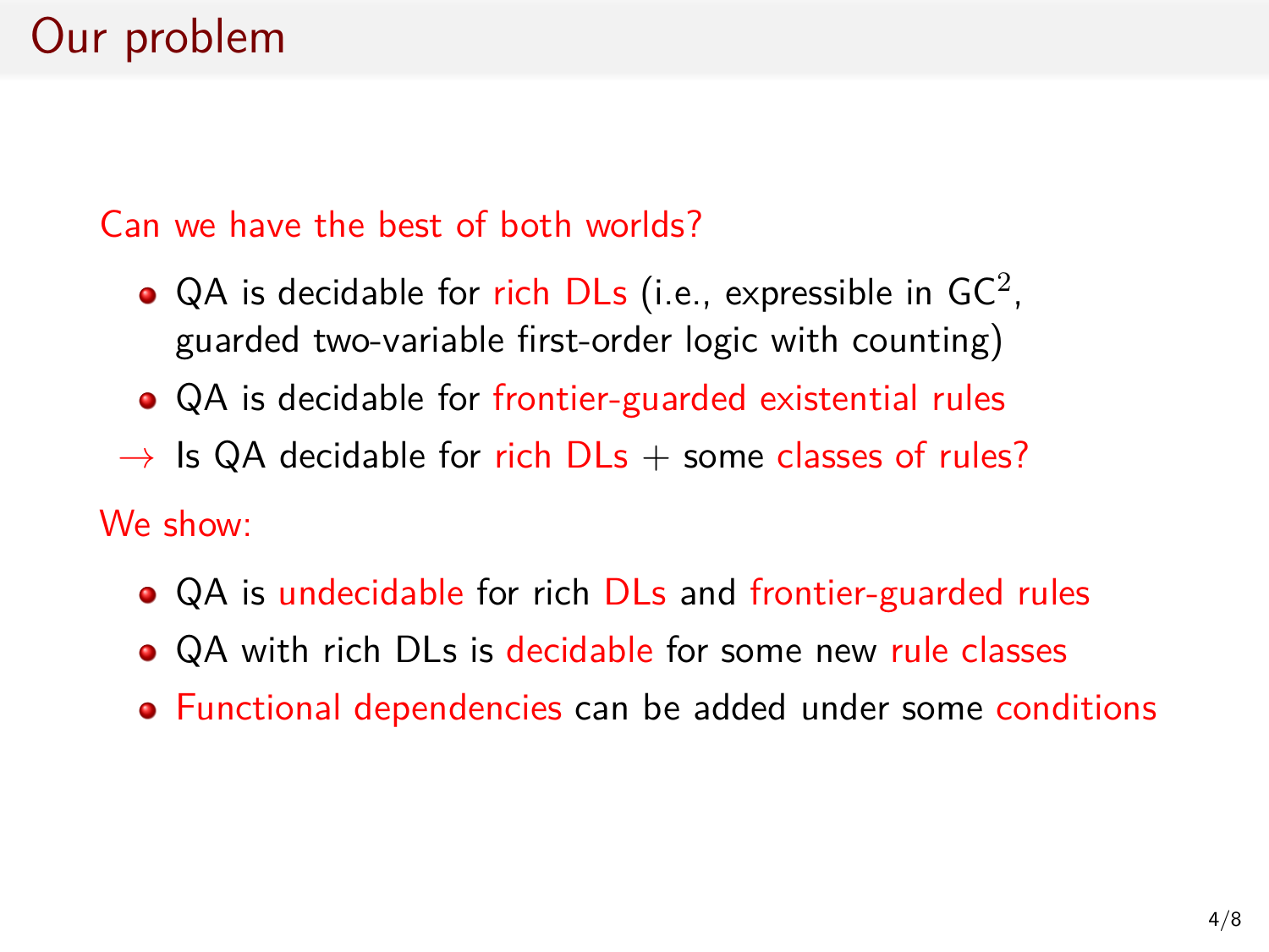# Our problem

Can we have the best of both worlds?

- QA is decidable for rich DLs (i.e., expressible in $\mathsf{GC}^2$, guarded two-variable first-order logic with counting)
- QA is decidable for frontier-guarded existential rules

$\rightarrow$ Is QA decidable for rich DLs + some classes of rules?

We show:

- QA is undecidable for rich DLs and frontier-guarded rules
- QA with rich DLs is decidable for some new rule classes
- Functional dependencies can be added under some conditions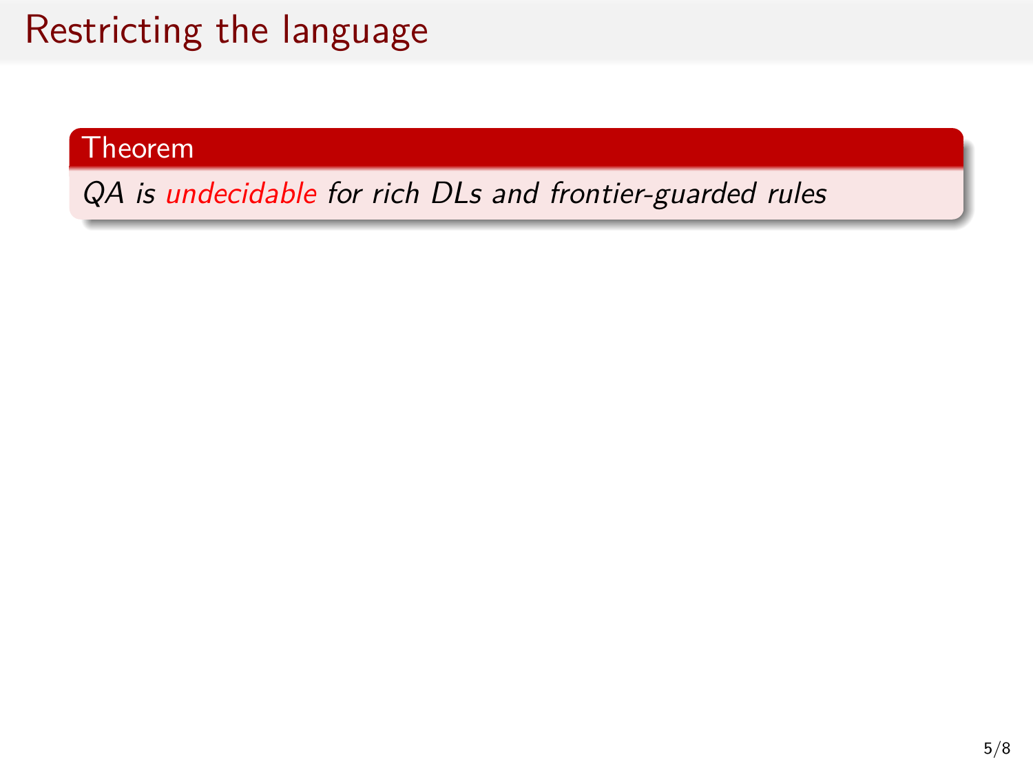# Restricting the language

**Theorem**

*QA is undecidable for rich DLs and frontier-guarded rules*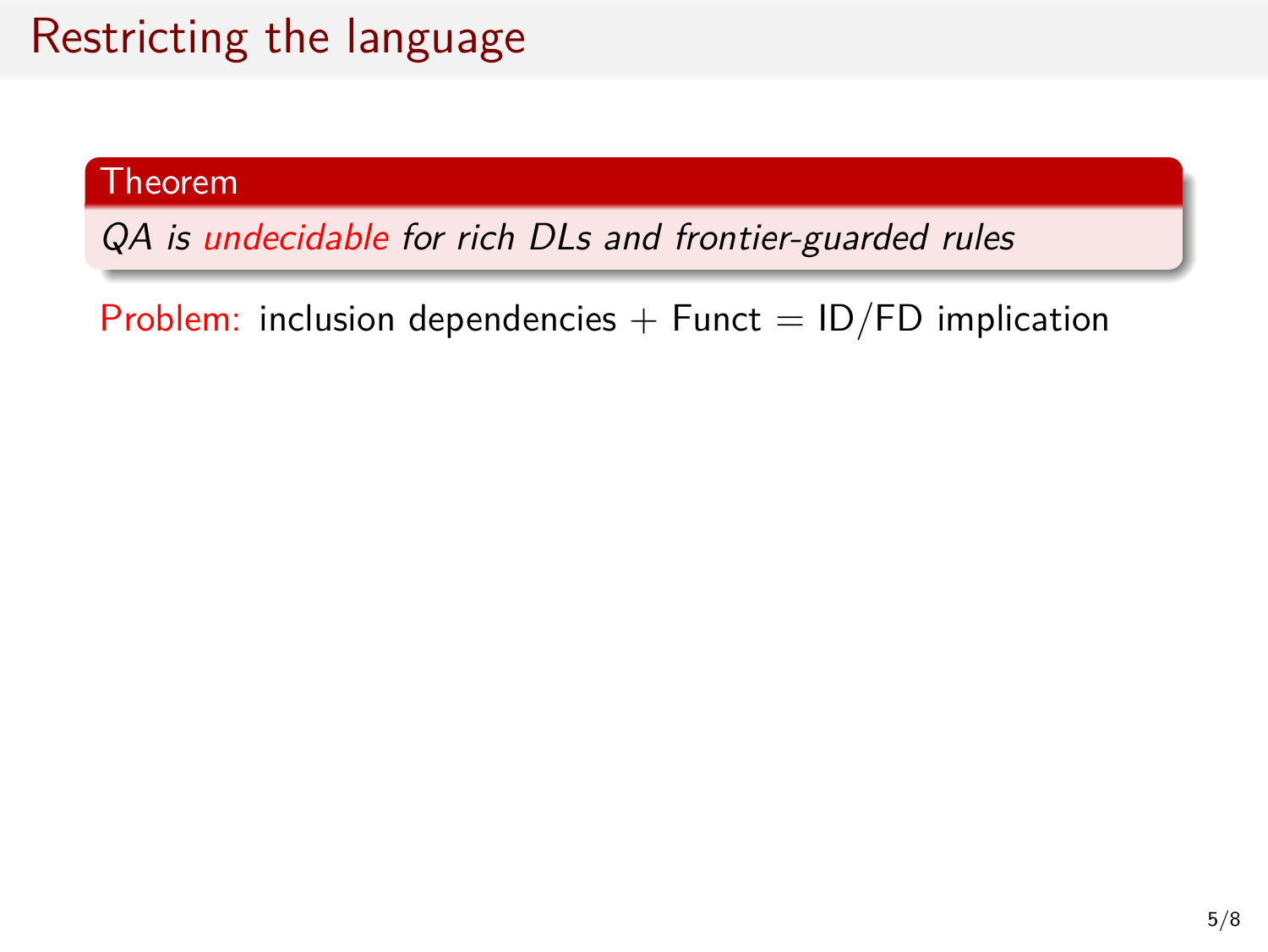# Restricting the language

**Theorem**

*QA is undecidable for rich DLs and frontier-guarded rules*

Problem: inclusion dependencies + Funct = ID/FD implication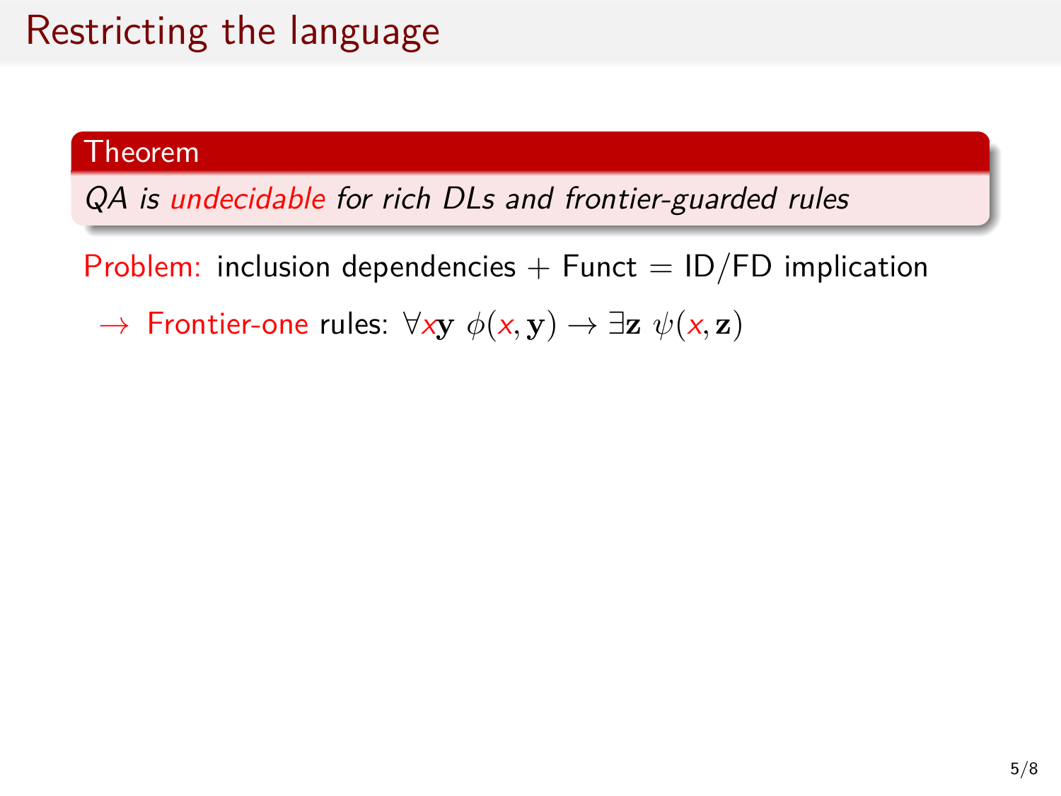# Restricting the language

**Theorem**

*QA is undecidable for rich DLs and frontier-guarded rules*

Problem: inclusion dependencies + Funct = ID/FD implication

$\rightarrow$ Frontier-one rules: $\forall x\mathbf{y}\ \phi(x, \mathbf{y}) \rightarrow \exists \mathbf{z}\ \psi(x, \mathbf{z})$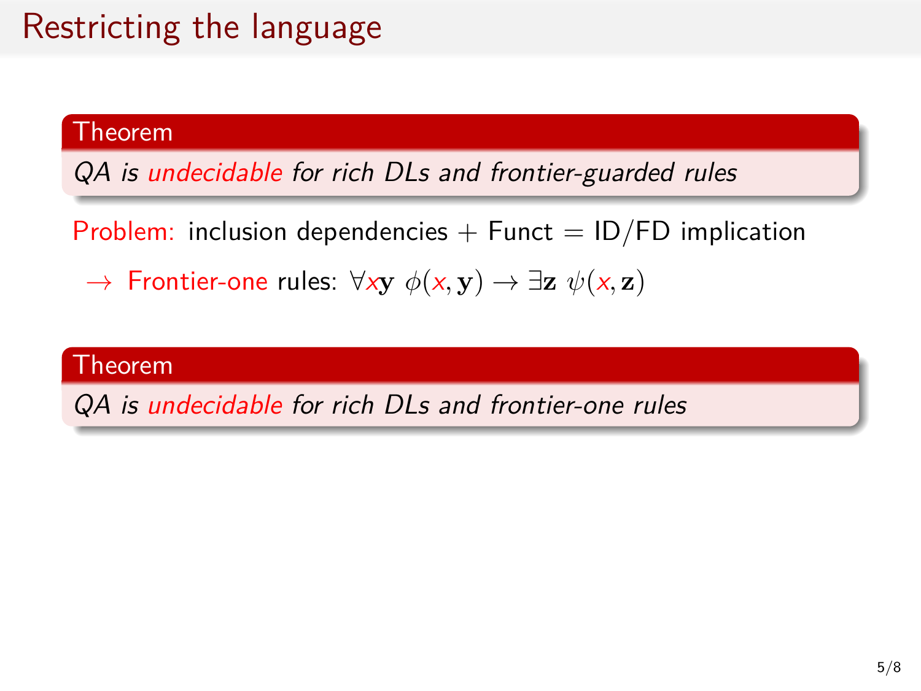# Restricting the language

**Theorem**

*QA is undecidable for rich DLs and frontier-guarded rules*

Problem: inclusion dependencies + Funct = ID/FD implication

$\rightarrow$ Frontier-one rules: $\forall x\mathbf{y}\ \phi(x, \mathbf{y}) \rightarrow \exists \mathbf{z}\ \psi(x, \mathbf{z})$

**Theorem**

*QA is undecidable for rich DLs and frontier-one rules*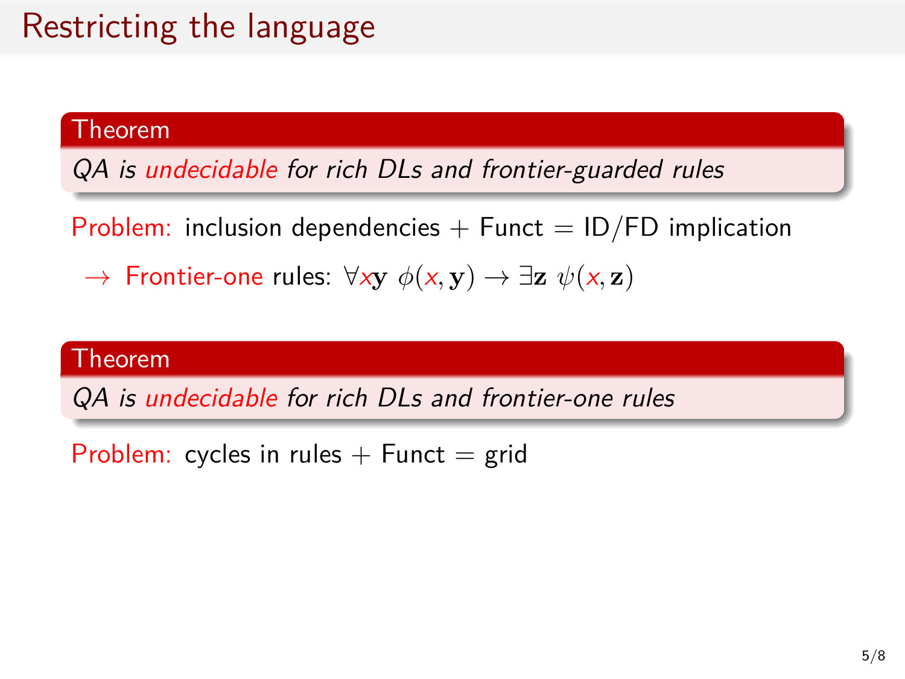# Restricting the language

**Theorem**

*QA is undecidable for rich DLs and frontier-guarded rules*

Problem: inclusion dependencies + Funct = ID/FD implication

→ Frontier-one rules: $\forall x\mathbf{y}\ \phi(x, \mathbf{y}) \rightarrow \exists \mathbf{z}\ \psi(x, \mathbf{z})$

**Theorem**

*QA is undecidable for rich DLs and frontier-one rules*

Problem: cycles in rules + Funct = grid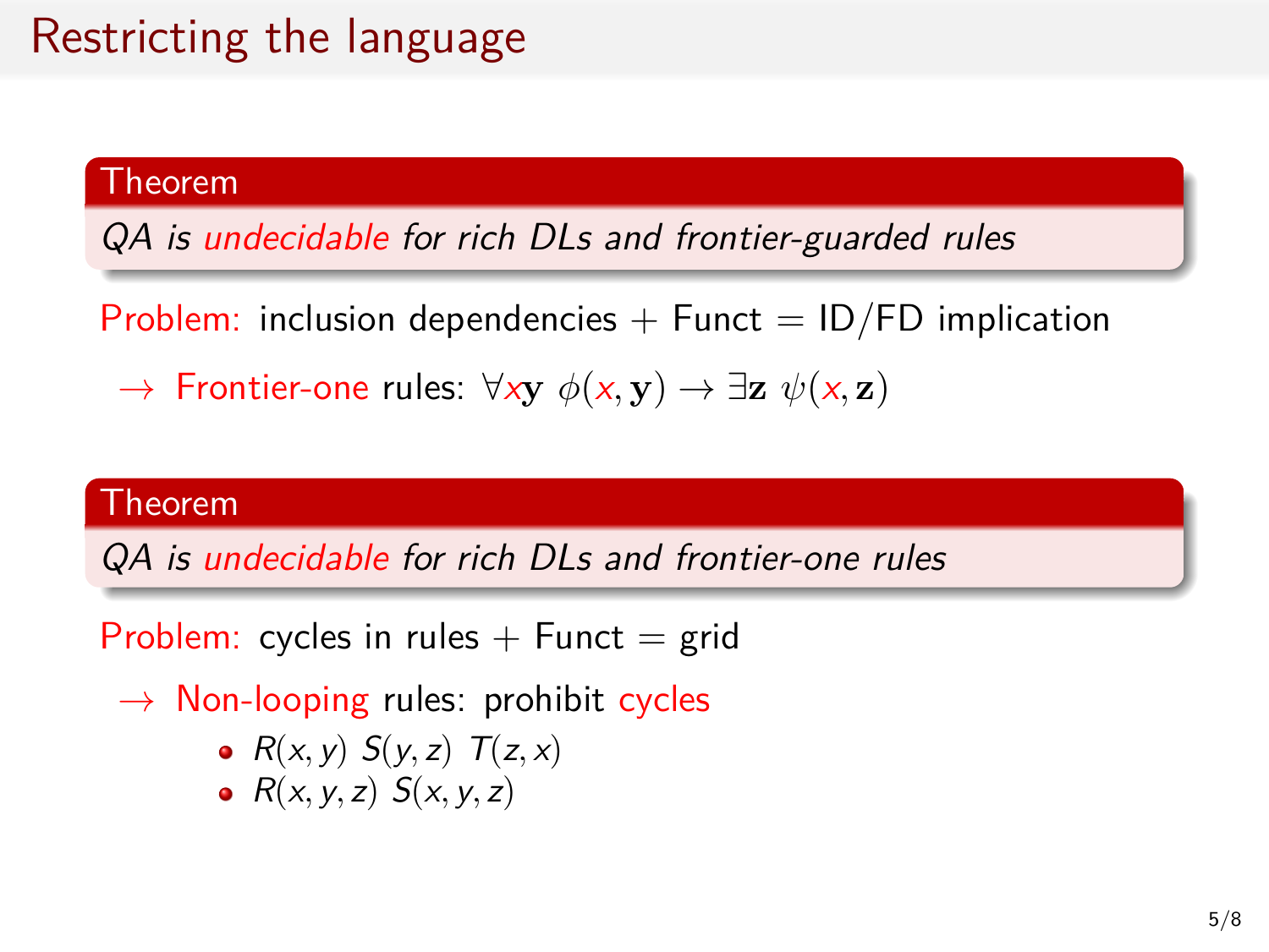# Restricting the language

**Theorem**

*QA is undecidable for rich DLs and frontier-guarded rules*

Problem: inclusion dependencies + Funct = ID/FD implication

$\rightarrow$ Frontier-one rules: $\forall x \mathbf{y} \ \phi(x, \mathbf{y}) \rightarrow \exists \mathbf{z} \ \psi(x, \mathbf{z})$

**Theorem**

*QA is undecidable for rich DLs and frontier-one rules*

Problem: cycles in rules + Funct = grid

$\rightarrow$ Non-looping rules: prohibit cycles

- $R(x, y) \ S(y, z) \ T(z, x)$
- $R(x, y, z) \ S(x, y, z)$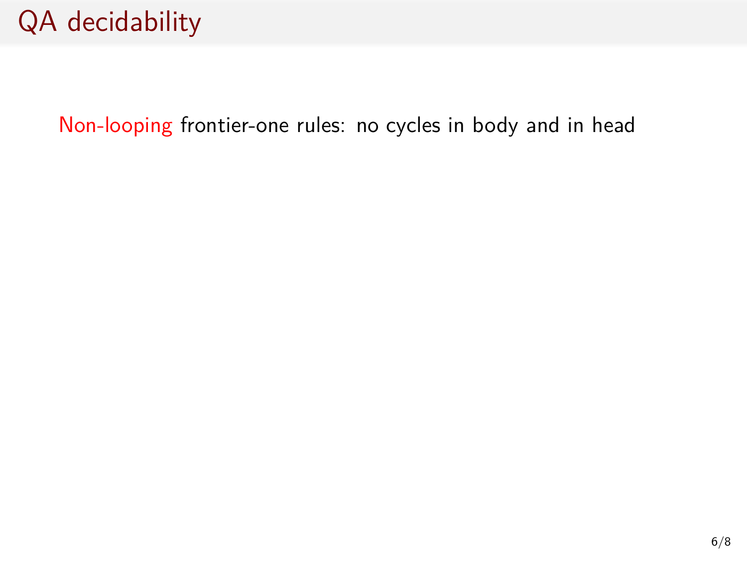# QA decidability

Non-looping frontier-one rules: no cycles in body and in head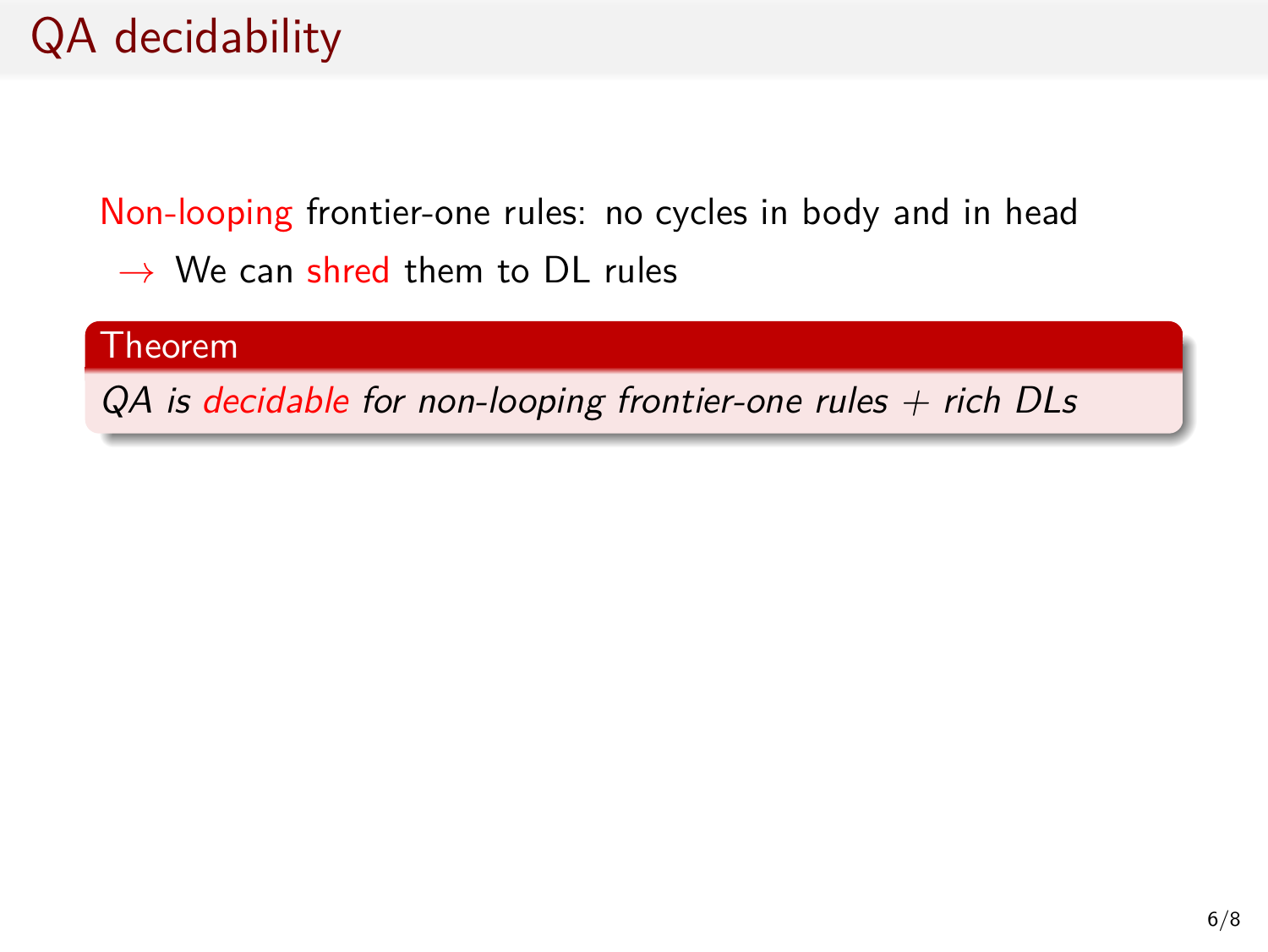# QA decidability

Non-looping frontier-one rules: no cycles in body and in head

$\rightarrow$ We can shred them to DL rules

**Theorem**

*QA is decidable for non-looping frontier-one rules + rich DLs*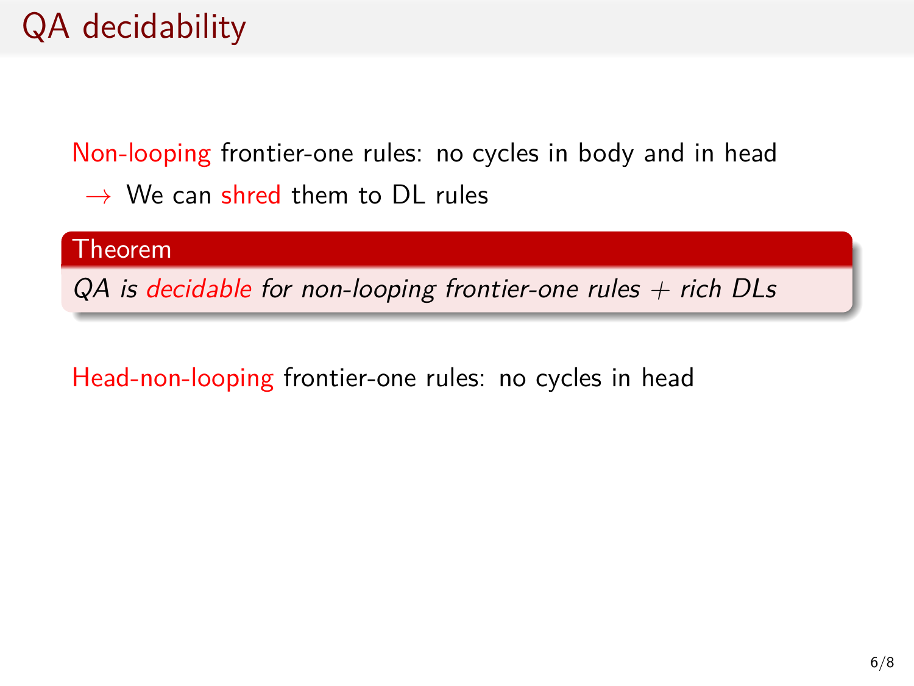# QA decidability

Non-looping frontier-one rules: no cycles in body and in head

$\rightarrow$ We can shred them to DL rules

**Theorem**

*QA is decidable for non-looping frontier-one rules + rich DLs*

Head-non-looping frontier-one rules: no cycles in head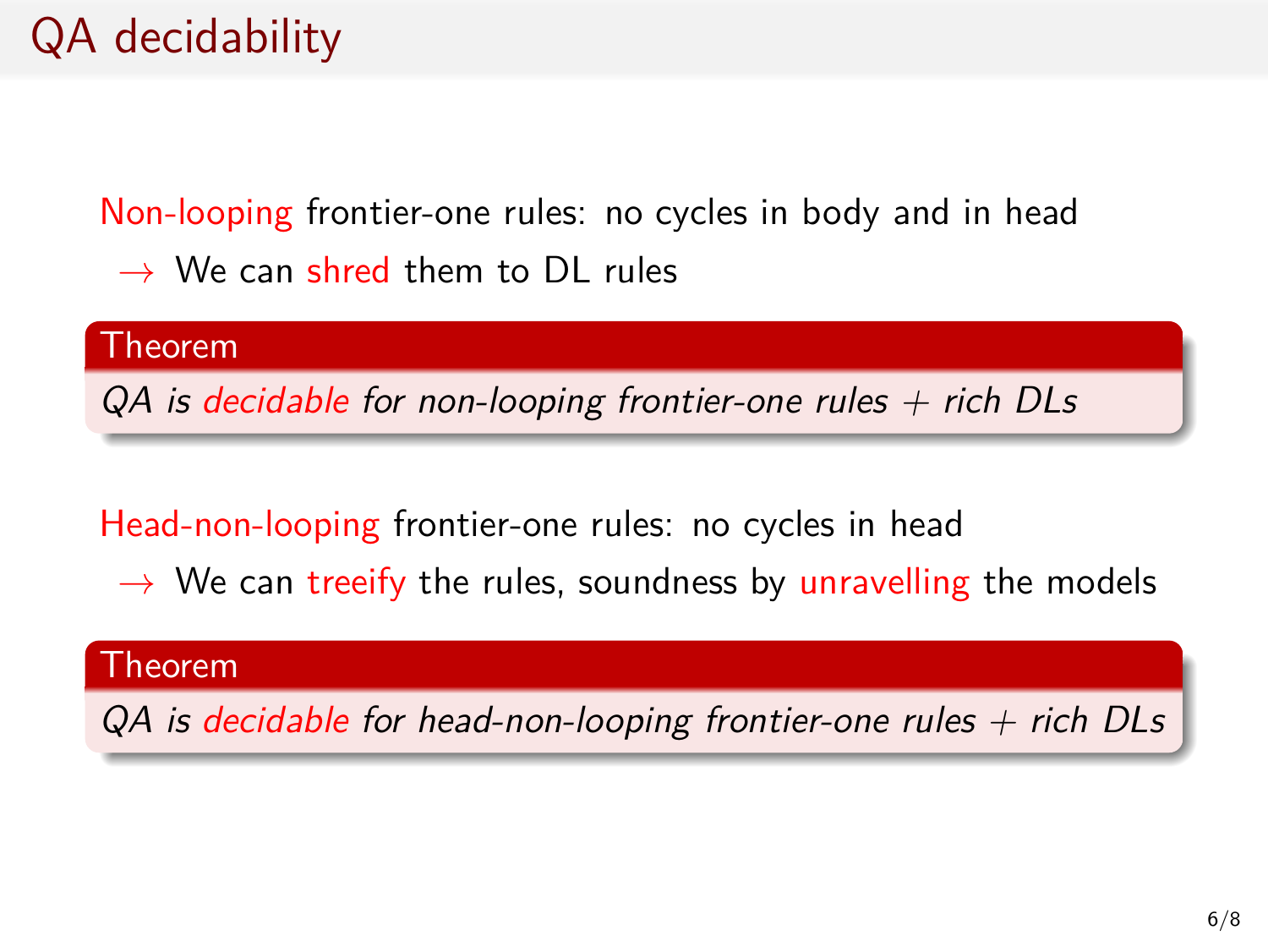# QA decidability

Non-looping frontier-one rules: no cycles in body and in head

$\rightarrow$ We can shred them to DL rules

**Theorem**

*QA is decidable for non-looping frontier-one rules + rich DLs*

Head-non-looping frontier-one rules: no cycles in head

$\rightarrow$ We can treeify the rules, soundness by unravelling the models

**Theorem**

*QA is decidable for head-non-looping frontier-one rules + rich DLs*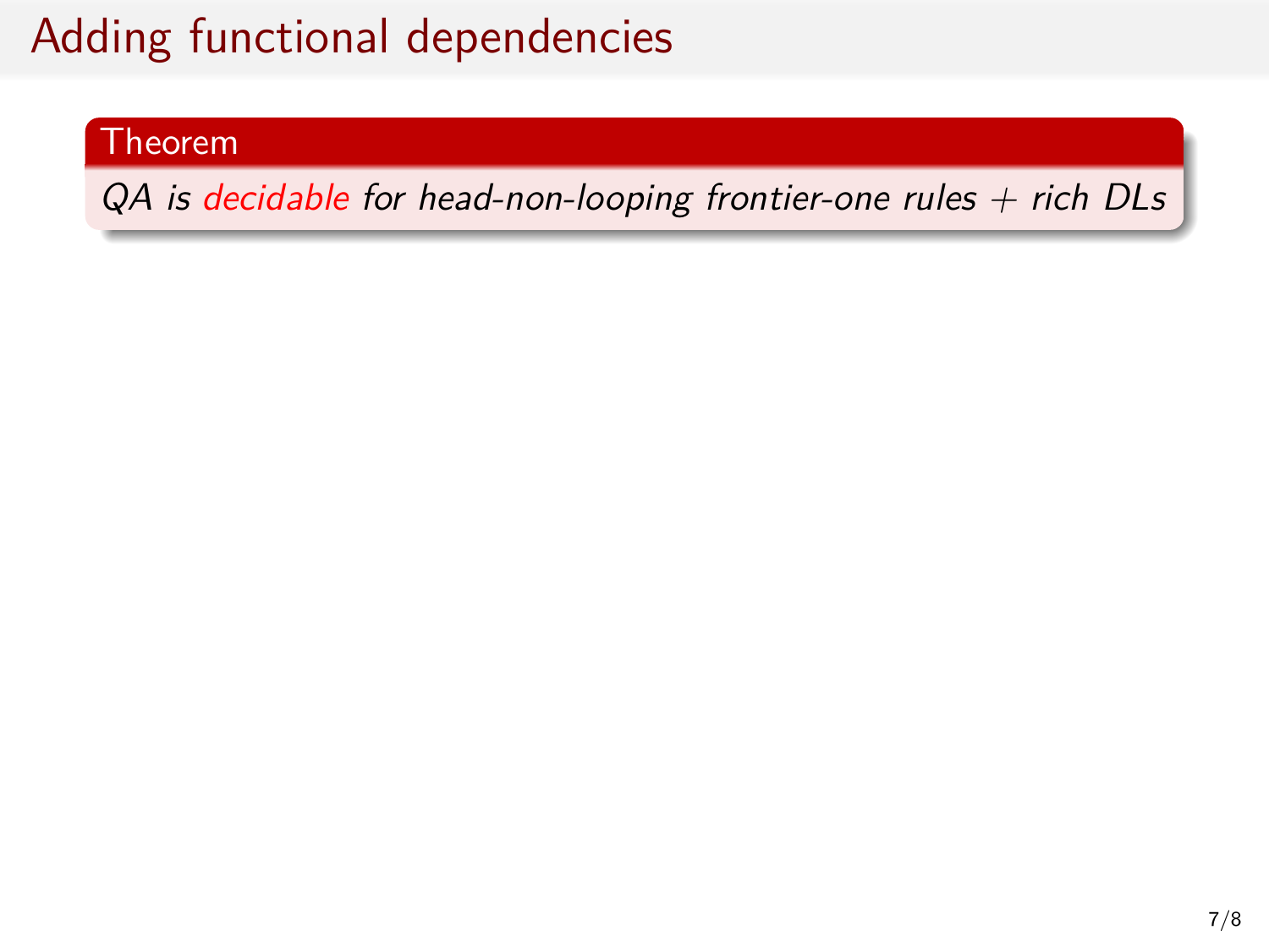# Adding functional dependencies

**Theorem**

*QA is decidable for head-non-looping frontier-one rules + rich DLs*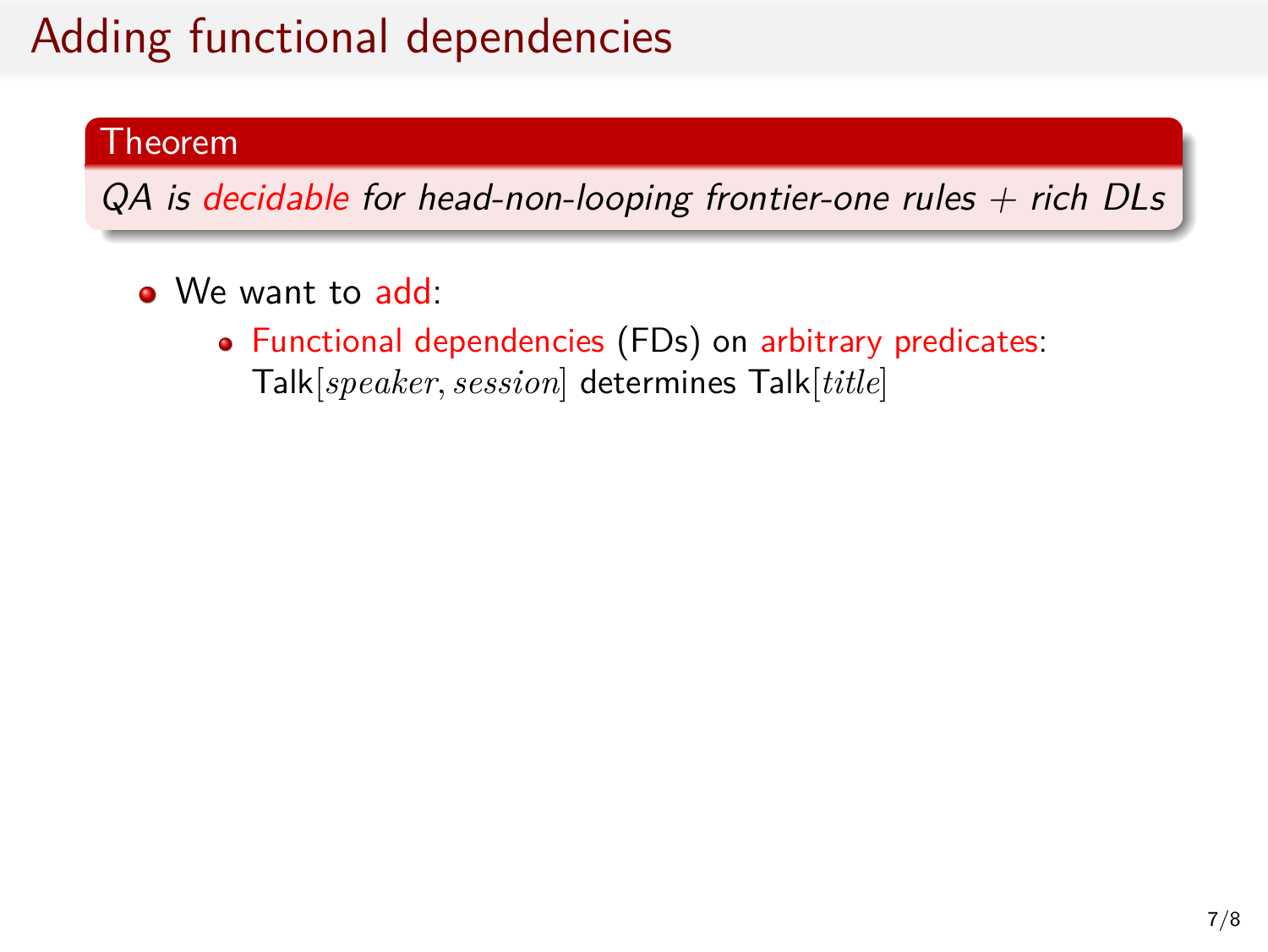# Adding functional dependencies

**Theorem**

*QA is decidable for head-non-looping frontier-one rules + rich DLs*

- We want to add:
  - Functional dependencies (FDs) on arbitrary predicates: Talk$[speaker, session]$ determines Talk$[title]$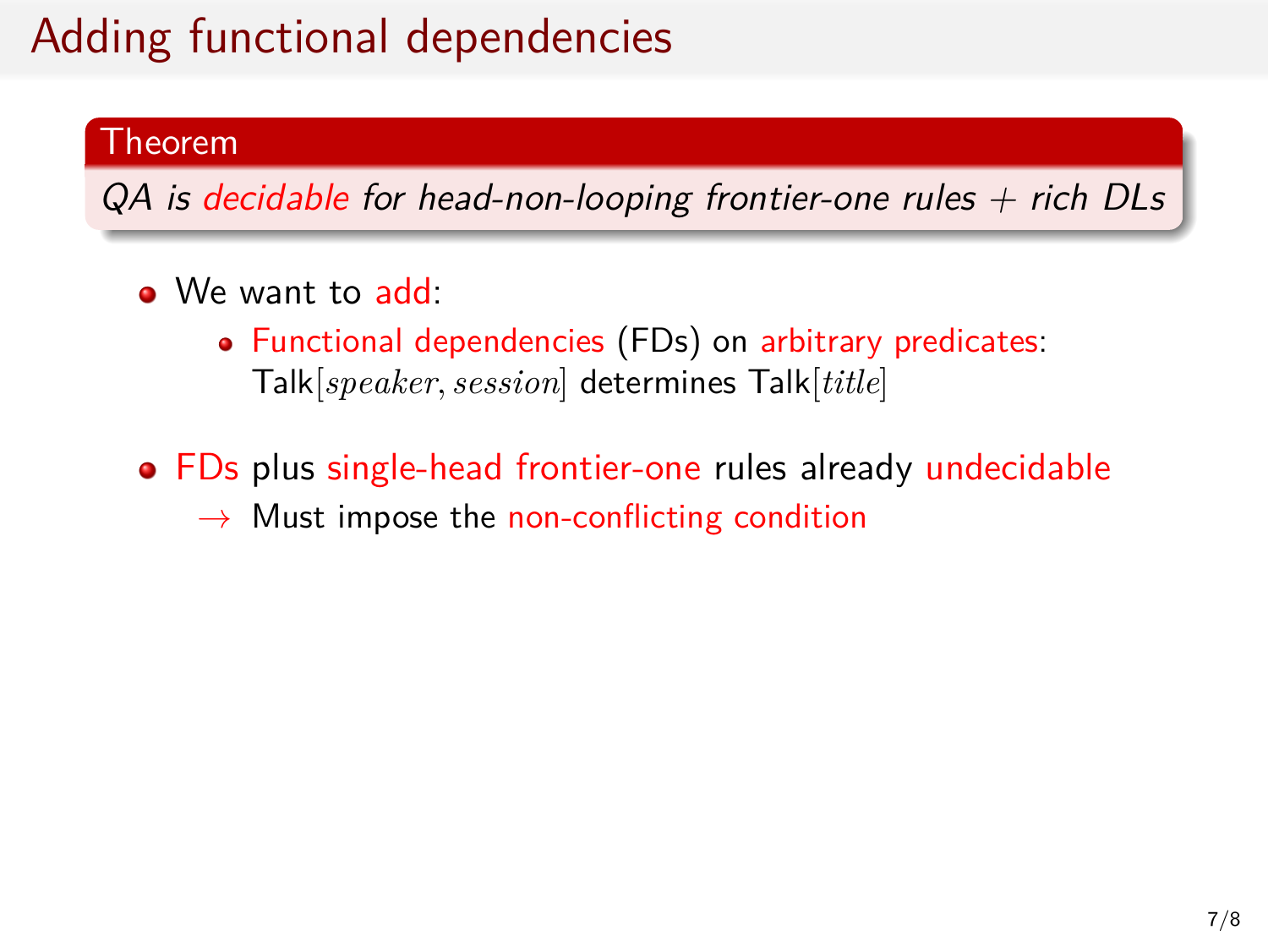# Adding functional dependencies

**Theorem**

*QA is decidable for head-non-looping frontier-one rules + rich DLs*

- We want to add:
  - Functional dependencies (FDs) on arbitrary predicates:
    Talk$[speaker, session]$ determines Talk$[title]$

- FDs plus single-head frontier-one rules already undecidable
  - → Must impose the non-conflicting condition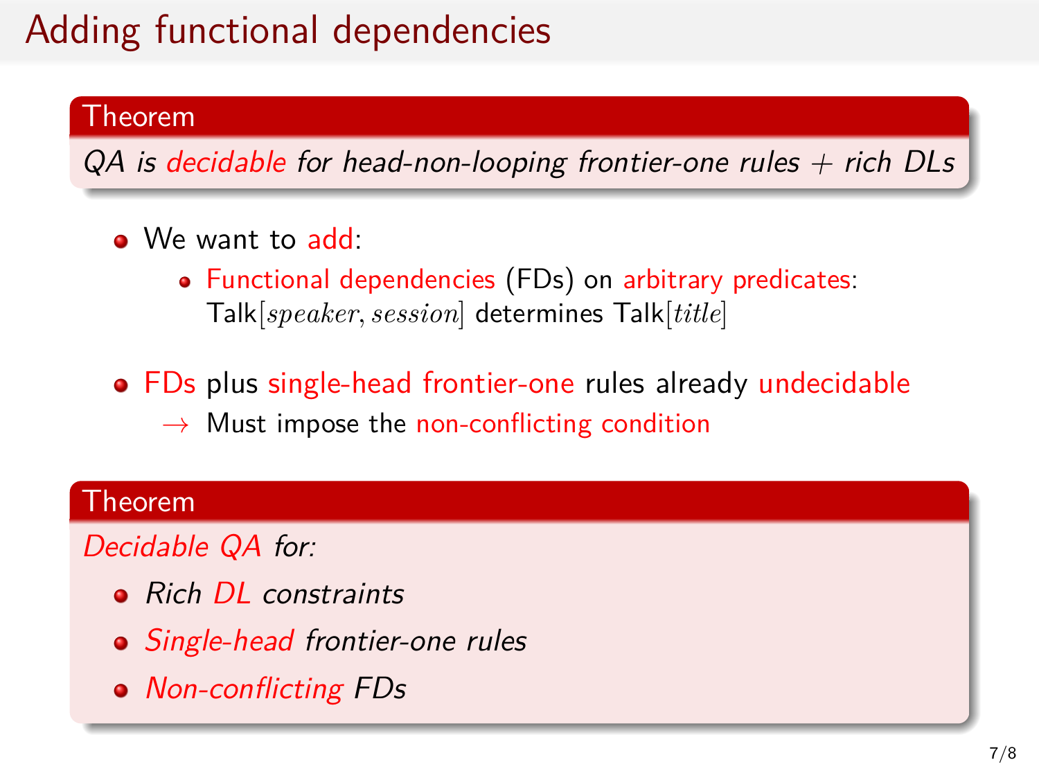# Adding functional dependencies

**Theorem**

*QA is decidable for head-non-looping frontier-one rules + rich DLs*

- We want to add:
  - Functional dependencies (FDs) on arbitrary predicates: Talk$[speaker, session]$ determines Talk$[title]$
- FDs plus single-head frontier-one rules already undecidable
  - $\rightarrow$ Must impose the non-conflicting condition

**Theorem**

*Decidable QA for:*

- *Rich DL constraints*
- *Single-head frontier-one rules*
- *Non-conflicting FDs*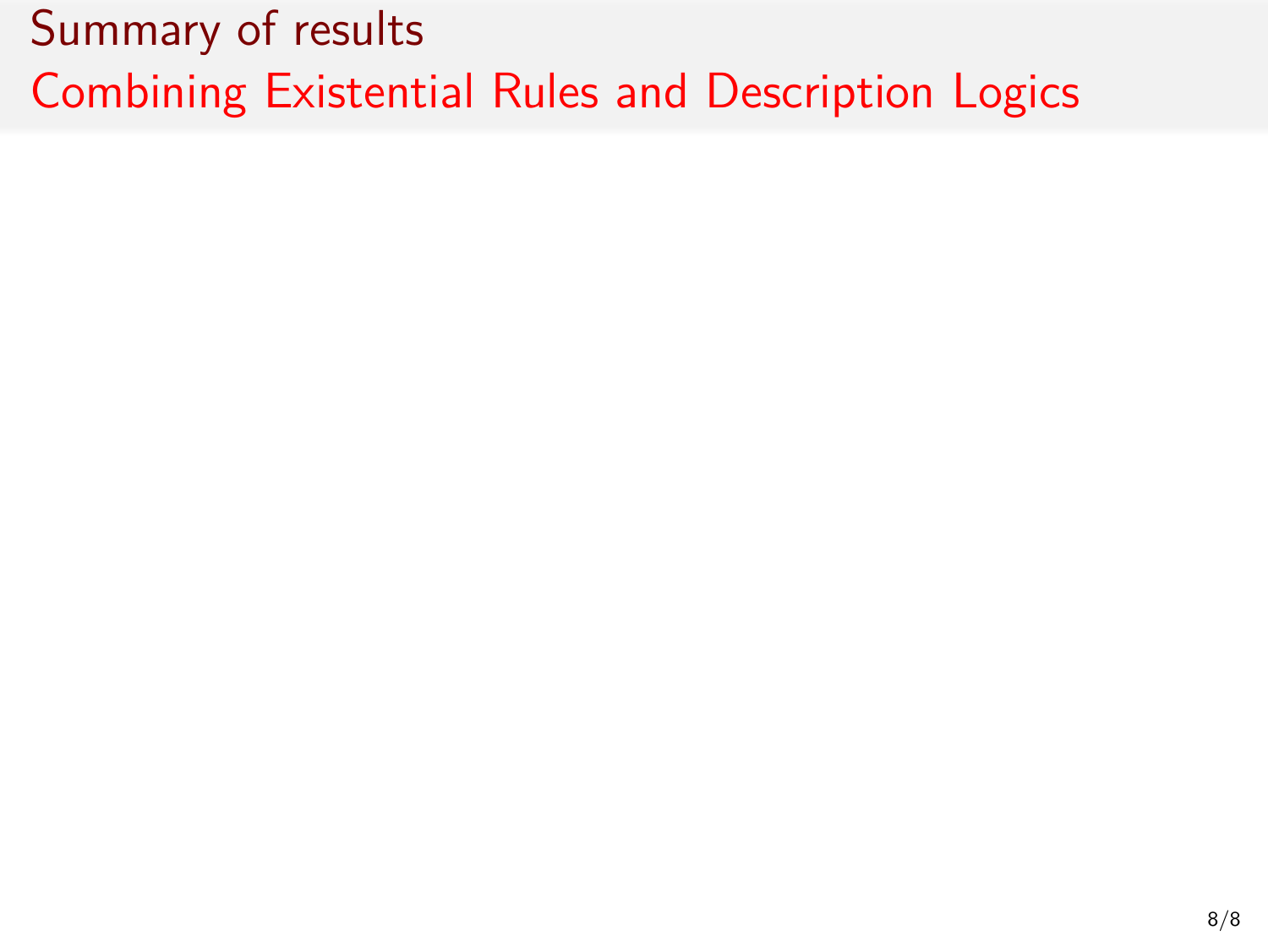# Summary of results

## Combining Existential Rules and Description Logics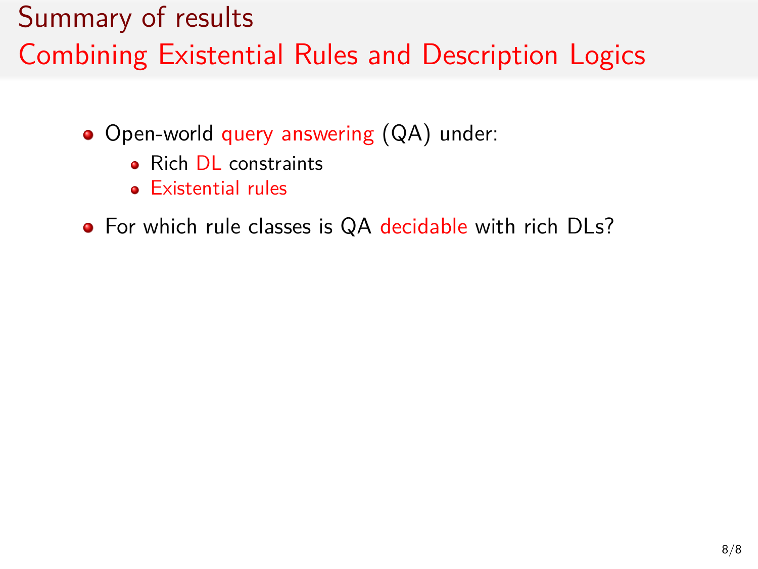# Summary of results

## Combining Existential Rules and Description Logics

- Open-world query answering (QA) under:
  - Rich DL constraints
  - Existential rules
- For which rule classes is QA decidable with rich DLs?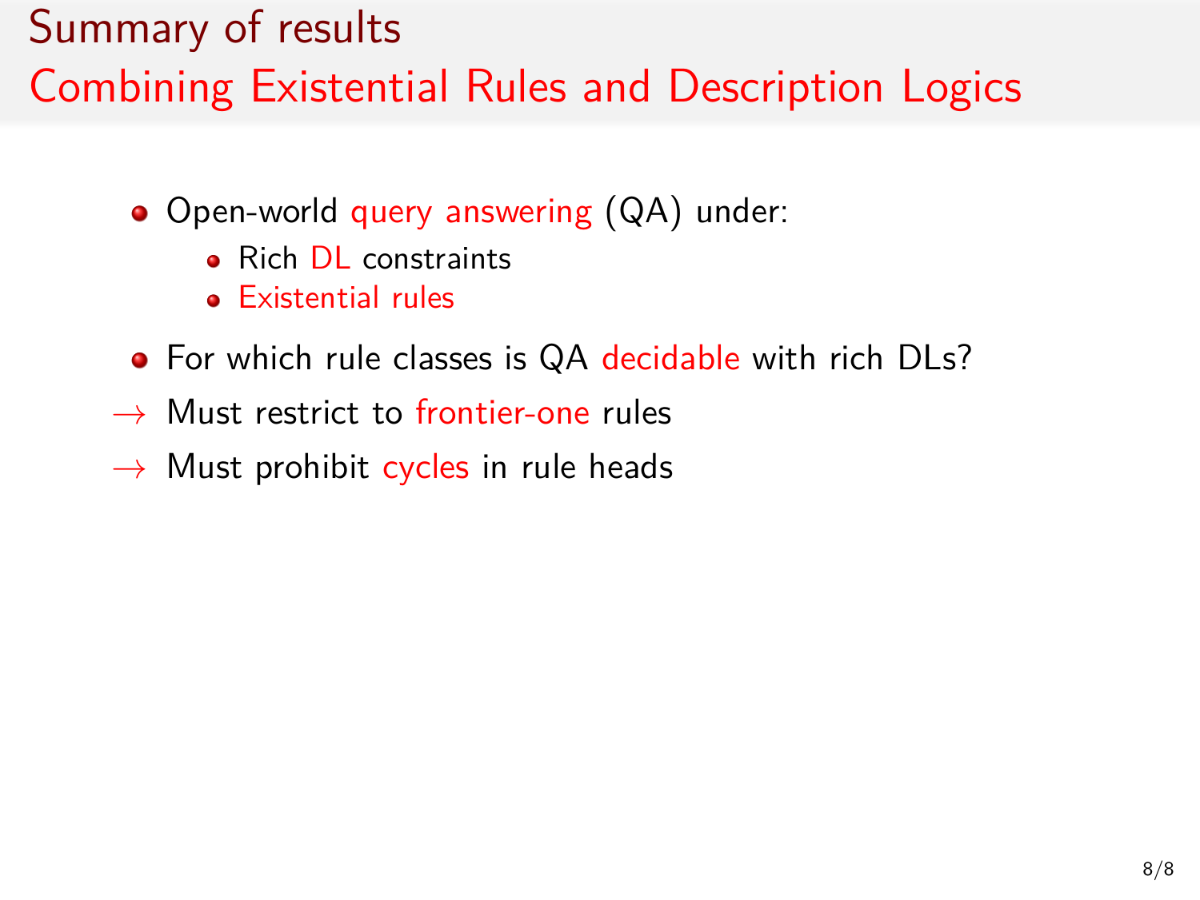# Summary of results

## Combining Existential Rules and Description Logics

- Open-world query answering (QA) under:
  - Rich DL constraints
  - Existential rules
- For which rule classes is QA decidable with rich DLs?

→ Must restrict to frontier-one rules

→ Must prohibit cycles in rule heads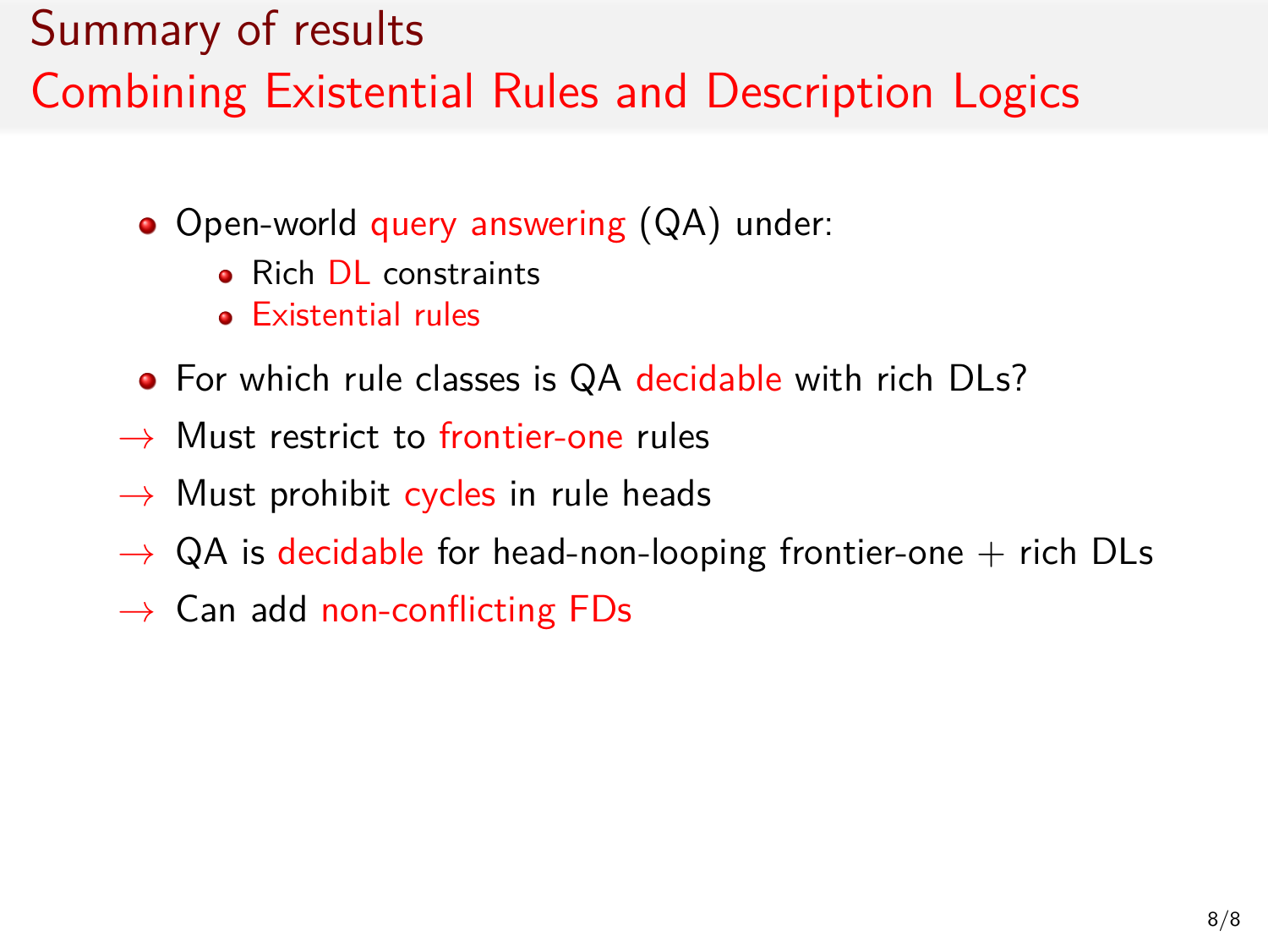# Summary of results
## Combining Existential Rules and Description Logics

- Open-world query answering (QA) under:
  - Rich DL constraints
  - Existential rules
- For which rule classes is QA decidable with rich DLs?

$\rightarrow$ Must restrict to frontier-one rules

$\rightarrow$ Must prohibit cycles in rule heads

$\rightarrow$ QA is decidable for head-non-looping frontier-one + rich DLs

$\rightarrow$ Can add non-conflicting FDs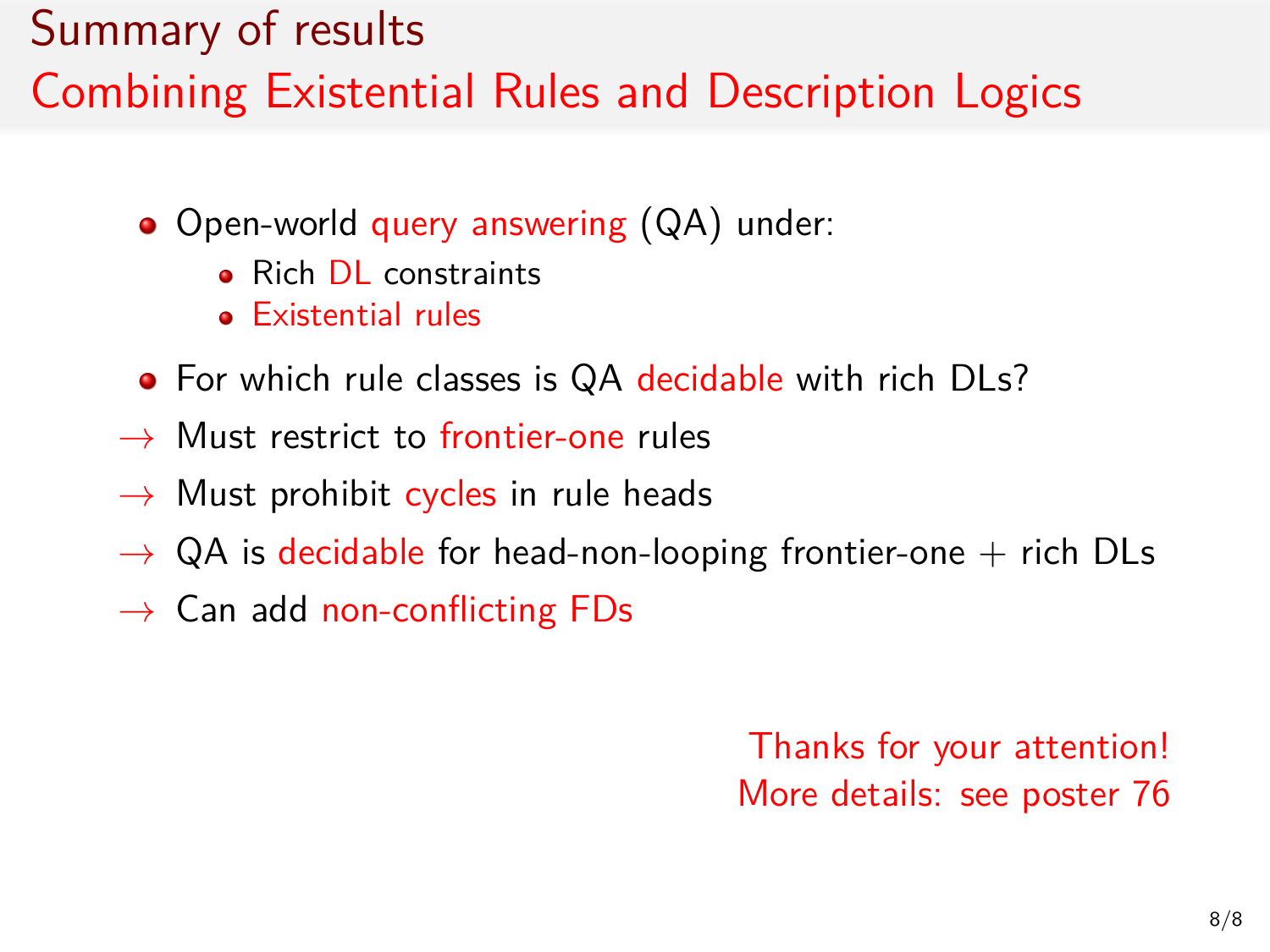# Summary of results

## Combining Existential Rules and Description Logics

- Open-world query answering (QA) under:
  - Rich DL constraints
  - Existential rules
- For which rule classes is QA decidable with rich DLs?

→ Must restrict to frontier-one rules

→ Must prohibit cycles in rule heads

→ QA is decidable for head-non-looping frontier-one + rich DLs

→ Can add non-conflicting FDs

Thanks for your attention!
More details: see poster 76